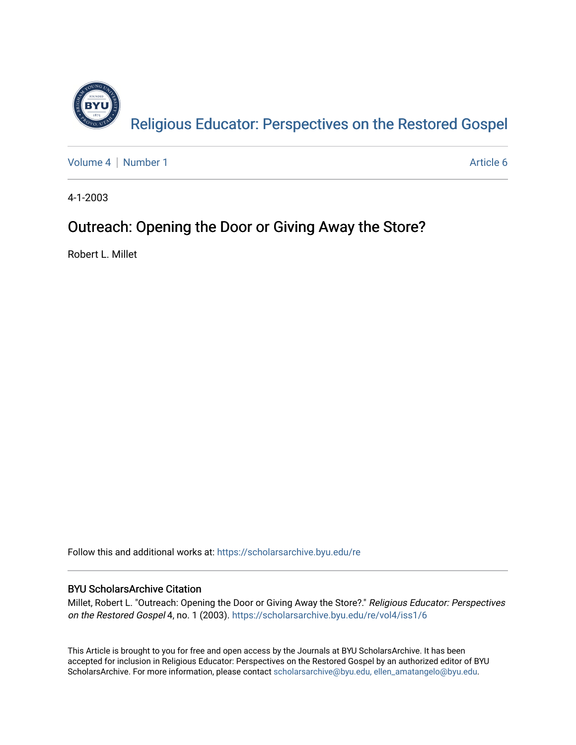Religious Educator: Perspectives on the Restored Gospel

Volume 4 | Number 1 Article 6

4-1-2003

# Outreach: Opening the Door or Giving Away the Store?

Robert L. Millet

Follow this and additional works at: https://scholarsarchive.byu.edu/re

## BYU ScholarsArchive Citation

Millet, Robert L. "Outreach: Opening the Door or Giving Away the Store?." *Religious Educator: Perspectives on the Restored Gospel* 4, no. 1 (2003). https://scholarsarchive.byu.edu/re/vol4/iss1/6

This Article is brought to you for free and open access by the Journals at BYU ScholarsArchive. It has been accepted for inclusion in Religious Educator: Perspectives on the Restored Gospel by an authorized editor of BYU ScholarsArchive. For more information, please contact scholarsarchive@byu.edu, ellen_amatangelo@byu.edu.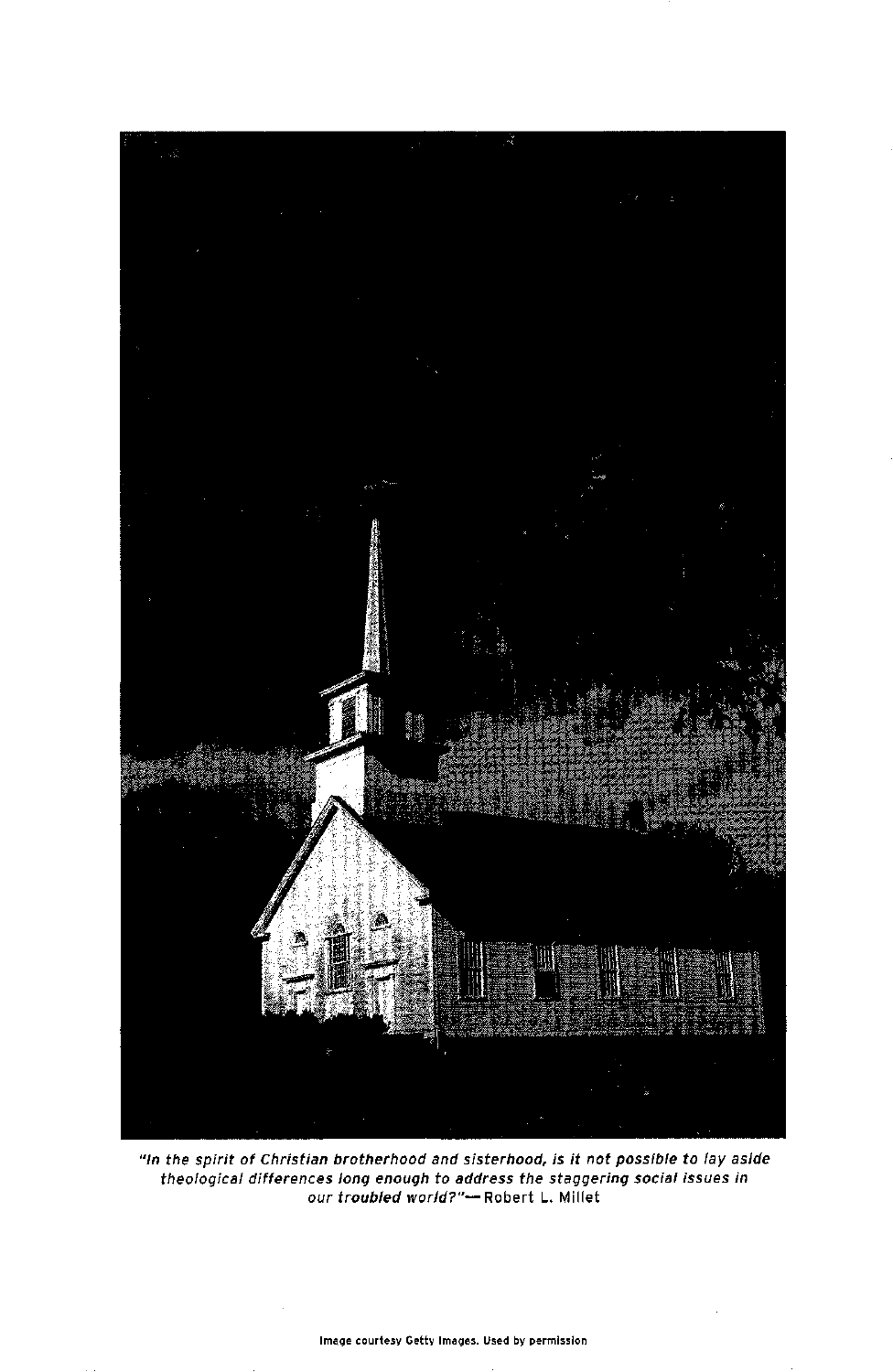*"In the spirit of Christian brotherhood and sisterhood, is it not possible to lay aside theological differences long enough to address the staggering social issues in our troubled world?"*— Robert L. Millet

Image courtesy Getty Images. Used by permission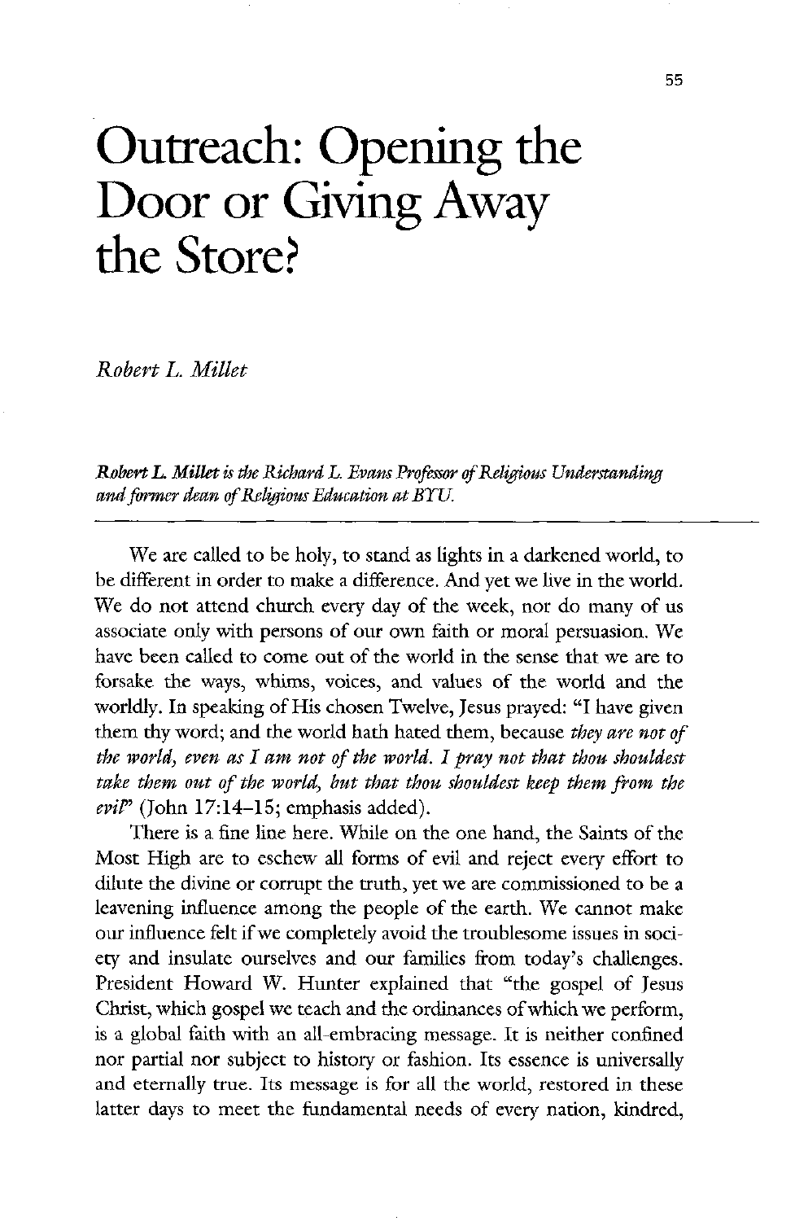# Outreach: Opening the Door or Giving Away the Store?

*Robert L. Millet*

***Robert L. Millet** is the Richard L. Evans Professor of Religious Understanding and former dean of Religious Education at BYU.*

---

We are called to be holy, to stand as lights in a darkened world, to be different in order to make a difference. And yet we live in the world. We do not attend church every day of the week, nor do many of us associate only with persons of our own faith or moral persuasion. We have been called to come out of the world in the sense that we are to forsake the ways, whims, voices, and values of the world and the worldly. In speaking of His chosen Twelve, Jesus prayed: "I have given them thy word; and the world hath hated them, because *they are not of the world, even as I am not of the world. I pray not that thou shouldest take them out of the world, but that thou shouldest keep them from the evil*" (John 17:14–15; emphasis added).

There is a fine line here. While on the one hand, the Saints of the Most High are to eschew all forms of evil and reject every effort to dilute the divine or corrupt the truth, yet we are commissioned to be a leavening influence among the people of the earth. We cannot make our influence felt if we completely avoid the troublesome issues in society and insulate ourselves and our families from today's challenges. President Howard W. Hunter explained that "the gospel of Jesus Christ, which gospel we teach and the ordinances of which we perform, is a global faith with an all-embracing message. It is neither confined nor partial nor subject to history or fashion. Its essence is universally and eternally true. Its message is for all the world, restored in these latter days to meet the fundamental needs of every nation, kindred,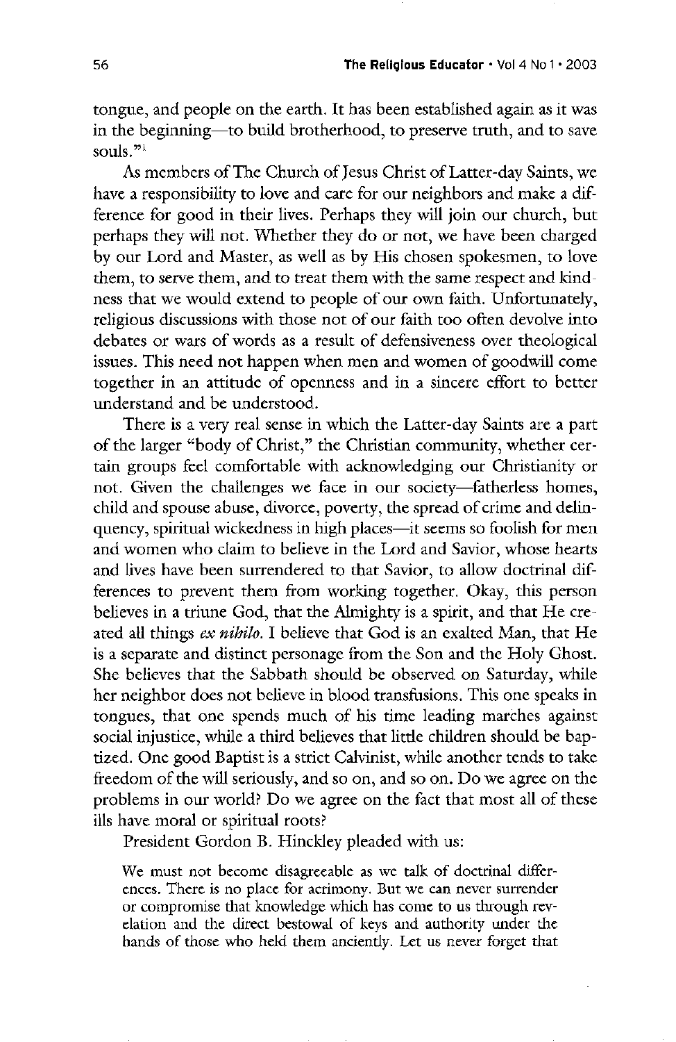tongue, and people on the earth. It has been established again as it was in the beginning—to build brotherhood, to preserve truth, and to save souls."[1]

As members of The Church of Jesus Christ of Latter-day Saints, we have a responsibility to love and care for our neighbors and make a difference for good in their lives. Perhaps they will join our church, but perhaps they will not. Whether they do or not, we have been charged by our Lord and Master, as well as by His chosen spokesmen, to love them, to serve them, and to treat them with the same respect and kindness that we would extend to people of our own faith. Unfortunately, religious discussions with those not of our faith too often devolve into debates or wars of words as a result of defensiveness over theological issues. This need not happen when men and women of goodwill come together in an attitude of openness and in a sincere effort to better understand and be understood.

There is a very real sense in which the Latter-day Saints are a part of the larger "body of Christ," the Christian community, whether certain groups feel comfortable with acknowledging our Christianity or not. Given the challenges we face in our society—fatherless homes, child and spouse abuse, divorce, poverty, the spread of crime and delinquency, spiritual wickedness in high places—it seems so foolish for men and women who claim to believe in the Lord and Savior, whose hearts and lives have been surrendered to that Savior, to allow doctrinal differences to prevent them from working together. Okay, this person believes in a triune God, that the Almighty is a spirit, and that He created all things *ex nihilo*. I believe that God is an exalted Man, that He is a separate and distinct personage from the Son and the Holy Ghost. She believes that the Sabbath should be observed on Saturday, while her neighbor does not believe in blood transfusions. This one speaks in tongues, that one spends much of his time leading marches against social injustice, while a third believes that little children should be baptized. One good Baptist is a strict Calvinist, while another tends to take freedom of the will seriously, and so on, and so on. Do we agree on the problems in our world? Do we agree on the fact that most all of these ills have moral or spiritual roots?

President Gordon B. Hinckley pleaded with us:

> We must not become disagreeable as we talk of doctrinal differences. There is no place for acrimony. But we can never surrender or compromise that knowledge which has come to us through revelation and the direct bestowal of keys and authority under the hands of those who held them anciently. Let us never forget that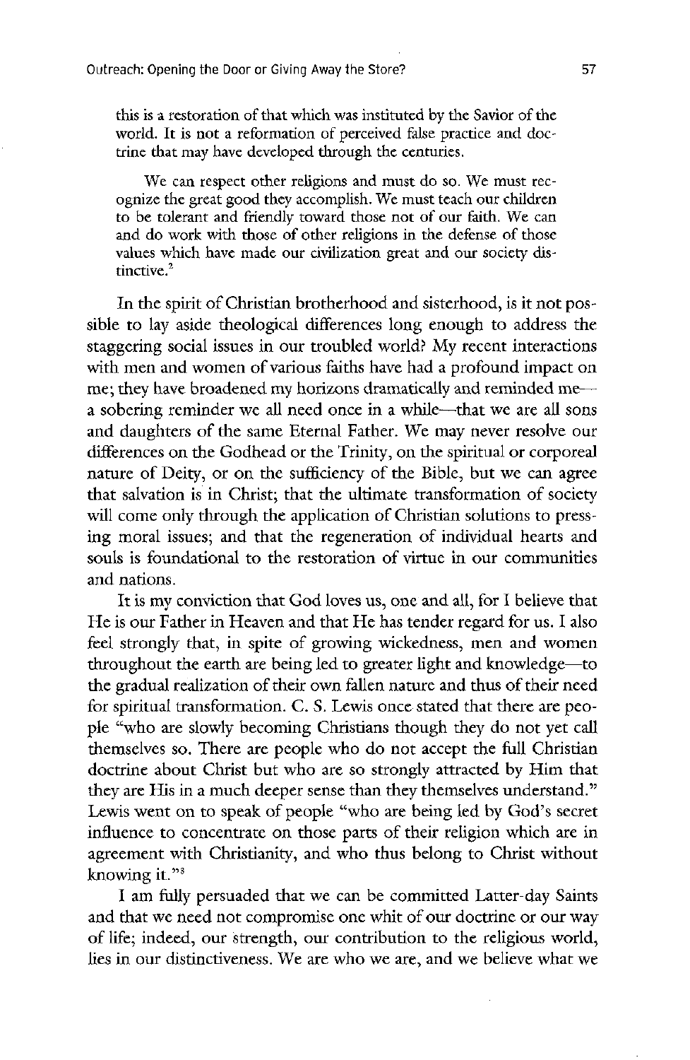this is a restoration of that which was instituted by the Savior of the world. It is not a reformation of perceived false practice and doctrine that may have developed through the centuries.

> We can respect other religions and must do so. We must recognize the great good they accomplish. We must teach our children to be tolerant and friendly toward those not of our faith. We can and do work with those of other religions in the defense of those values which have made our civilization great and our society distinctive.[2]

In the spirit of Christian brotherhood and sisterhood, is it not possible to lay aside theological differences long enough to address the staggering social issues in our troubled world? My recent interactions with men and women of various faiths have had a profound impact on me; they have broadened my horizons dramatically and reminded me—a sobering reminder we all need once in a while—that we are all sons and daughters of the same Eternal Father. We may never resolve our differences on the Godhead or the Trinity, on the spiritual or corporeal nature of Deity, or on the sufficiency of the Bible, but we can agree that salvation is in Christ; that the ultimate transformation of society will come only through the application of Christian solutions to pressing moral issues; and that the regeneration of individual hearts and souls is foundational to the restoration of virtue in our communities and nations.

It is my conviction that God loves us, one and all, for I believe that He is our Father in Heaven and that He has tender regard for us. I also feel strongly that, in spite of growing wickedness, men and women throughout the earth are being led to greater light and knowledge—to the gradual realization of their own fallen nature and thus of their need for spiritual transformation. C. S. Lewis once stated that there are people "who are slowly becoming Christians though they do not yet call themselves so. There are people who do not accept the full Christian doctrine about Christ but who are so strongly attracted by Him that they are His in a much deeper sense than they themselves understand." Lewis went on to speak of people "who are being led by God's secret influence to concentrate on those parts of their religion which are in agreement with Christianity, and who thus belong to Christ without knowing it."[3]

I am fully persuaded that we can be committed Latter-day Saints and that we need not compromise one whit of our doctrine or our way of life; indeed, our strength, our contribution to the religious world, lies in our distinctiveness. We are who we are, and we believe what we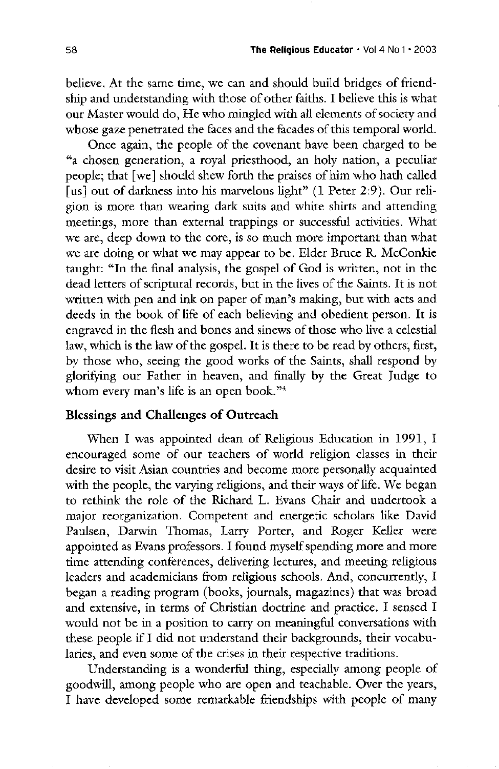believe. At the same time, we can and should build bridges of friendship and understanding with those of other faiths. I believe this is what our Master would do, He who mingled with all elements of society and whose gaze penetrated the faces and the facades of this temporal world.

Once again, the people of the covenant have been charged to be "a chosen generation, a royal priesthood, an holy nation, a peculiar people; that [we] should shew forth the praises of him who hath called [us] out of darkness into his marvelous light" (1 Peter 2:9). Our religion is more than wearing dark suits and white shirts and attending meetings, more than external trappings or successful activities. What we are, deep down to the core, is so much more important than what we are doing or what we may appear to be. Elder Bruce R. McConkie taught: "In the final analysis, the gospel of God is written, not in the dead letters of scriptural records, but in the lives of the Saints. It is not written with pen and ink on paper of man's making, but with acts and deeds in the book of life of each believing and obedient person. It is engraved in the flesh and bones and sinews of those who live a celestial law, which is the law of the gospel. It is there to be read by others, first, by those who, seeing the good works of the Saints, shall respond by glorifying our Father in heaven, and finally by the Great Judge to whom every man's life is an open book."[4]

## Blessings and Challenges of Outreach

When I was appointed dean of Religious Education in 1991, I encouraged some of our teachers of world religion classes in their desire to visit Asian countries and become more personally acquainted with the people, the varying religions, and their ways of life. We began to rethink the role of the Richard L. Evans Chair and undertook a major reorganization. Competent and energetic scholars like David Paulsen, Darwin Thomas, Larry Porter, and Roger Keller were appointed as Evans professors. I found myself spending more and more time attending conferences, delivering lectures, and meeting religious leaders and academicians from religious schools. And, concurrently, I began a reading program (books, journals, magazines) that was broad and extensive, in terms of Christian doctrine and practice. I sensed I would not be in a position to carry on meaningful conversations with these people if I did not understand their backgrounds, their vocabularies, and even some of the crises in their respective traditions.

Understanding is a wonderful thing, especially among people of goodwill, among people who are open and teachable. Over the years, I have developed some remarkable friendships with people of many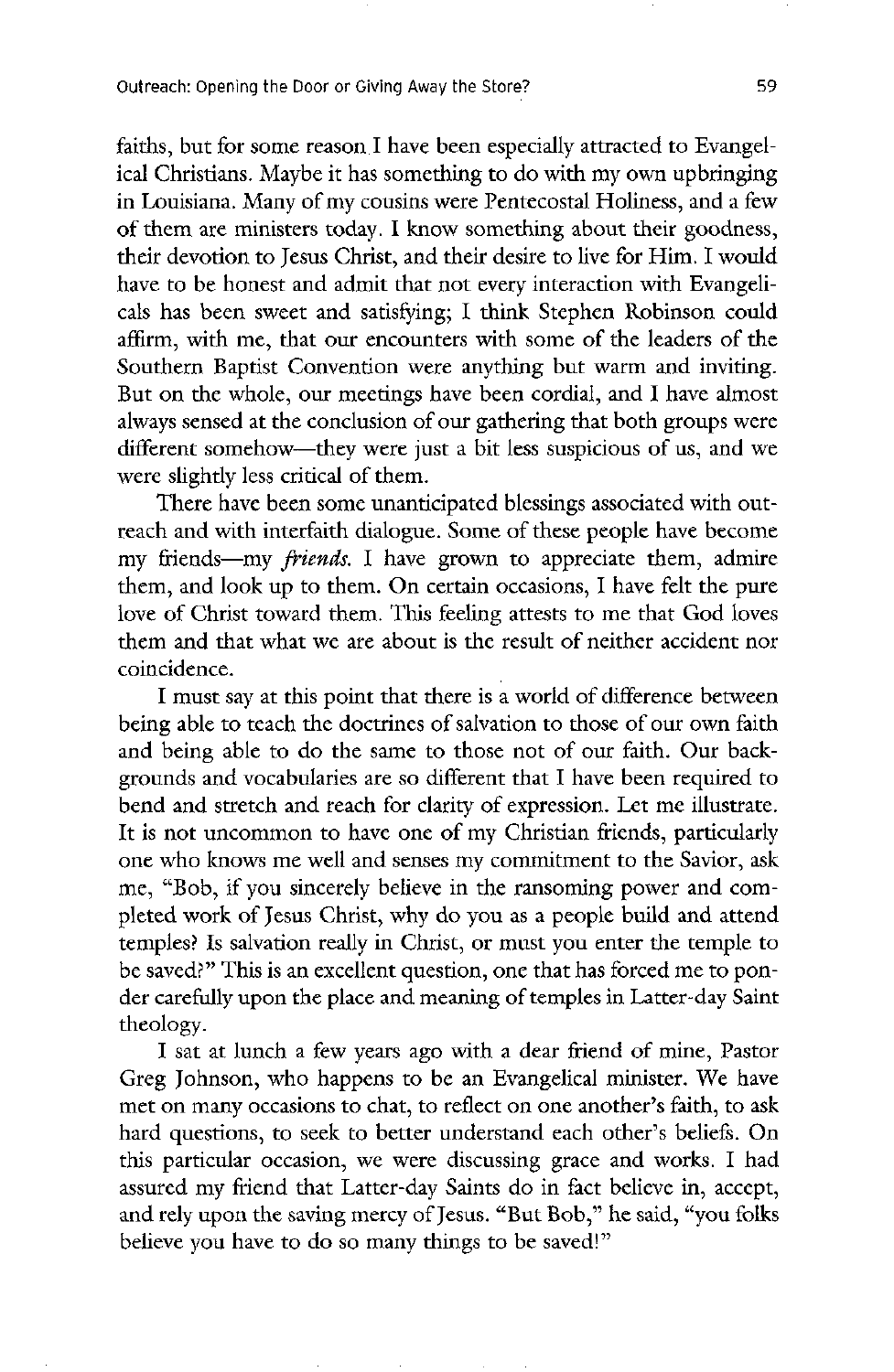faiths, but for some reason I have been especially attracted to Evangelical Christians. Maybe it has something to do with my own upbringing in Louisiana. Many of my cousins were Pentecostal Holiness, and a few of them are ministers today. I know something about their goodness, their devotion to Jesus Christ, and their desire to live for Him. I would have to be honest and admit that not every interaction with Evangelicals has been sweet and satisfying; I think Stephen Robinson could affirm, with me, that our encounters with some of the leaders of the Southern Baptist Convention were anything but warm and inviting. But on the whole, our meetings have been cordial, and I have almost always sensed at the conclusion of our gathering that both groups were different somehow—they were just a bit less suspicious of us, and we were slightly less critical of them.

There have been some unanticipated blessings associated with outreach and with interfaith dialogue. Some of these people have become my friends—my *friends.* I have grown to appreciate them, admire them, and look up to them. On certain occasions, I have felt the pure love of Christ toward them. This feeling attests to me that God loves them and that what we are about is the result of neither accident nor coincidence.

I must say at this point that there is a world of difference between being able to teach the doctrines of salvation to those of our own faith and being able to do the same to those not of our faith. Our backgrounds and vocabularies are so different that I have been required to bend and stretch and reach for clarity of expression. Let me illustrate. It is not uncommon to have one of my Christian friends, particularly one who knows me well and senses my commitment to the Savior, ask me, "Bob, if you sincerely believe in the ransoming power and completed work of Jesus Christ, why do you as a people build and attend temples? Is salvation really in Christ, or must you enter the temple to be saved?" This is an excellent question, one that has forced me to ponder carefully upon the place and meaning of temples in Latter-day Saint theology.

I sat at lunch a few years ago with a dear friend of mine, Pastor Greg Johnson, who happens to be an Evangelical minister. We have met on many occasions to chat, to reflect on one another's faith, to ask hard questions, to seek to better understand each other's beliefs. On this particular occasion, we were discussing grace and works. I had assured my friend that Latter-day Saints do in fact believe in, accept, and rely upon the saving mercy of Jesus. "But Bob," he said, "you folks believe you have to do so many things to be saved!"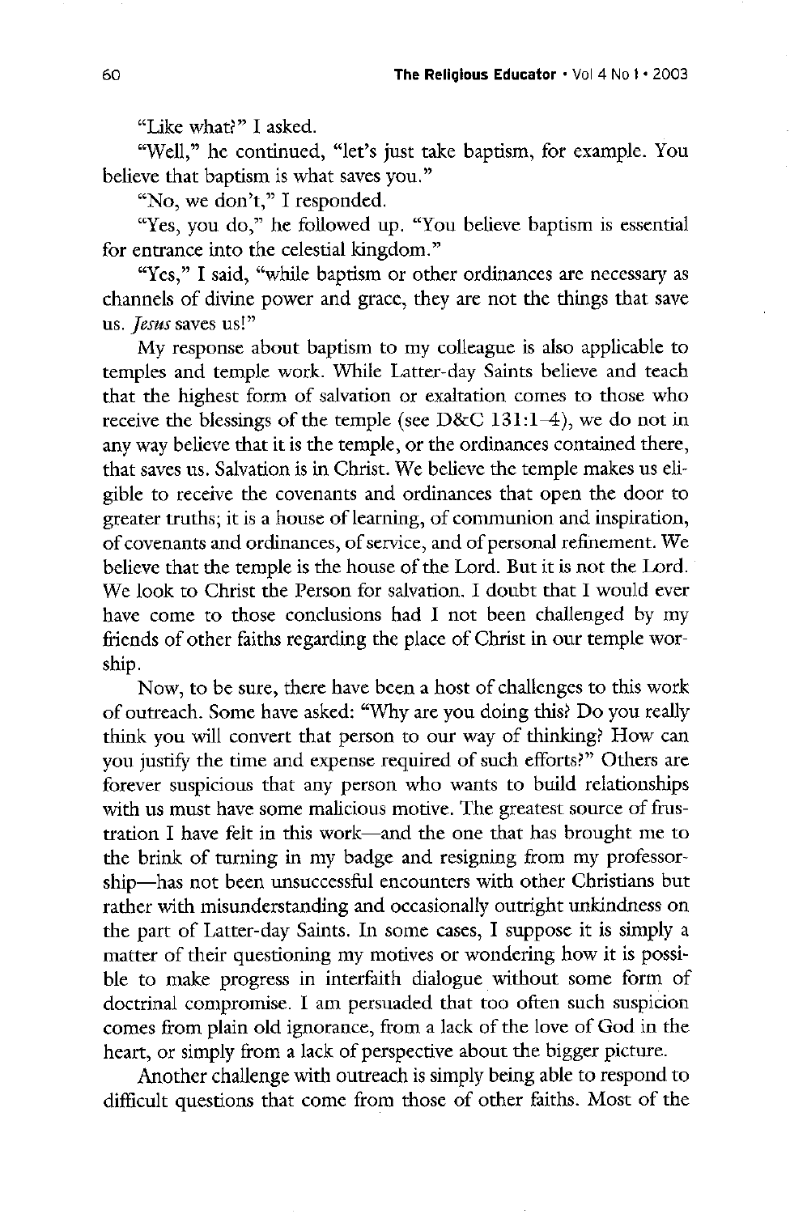"Like what?" I asked.

"Well," he continued, "let's just take baptism, for example. You believe that baptism is what saves you."

"No, we don't," I responded.

"Yes, you do," he followed up. "You believe baptism is essential for entrance into the celestial kingdom."

"Yes," I said, "while baptism or other ordinances are necessary as channels of divine power and grace, they are not the things that save us. *Jesus* saves us!"

My response about baptism to my colleague is also applicable to temples and temple work. While Latter-day Saints believe and teach that the highest form of salvation or exaltation comes to those who receive the blessings of the temple (see D&C 131:1–4), we do not in any way believe that it is the temple, or the ordinances contained there, that saves us. Salvation is in Christ. We believe the temple makes us eligible to receive the covenants and ordinances that open the door to greater truths; it is a house of learning, of communion and inspiration, of covenants and ordinances, of service, and of personal refinement. We believe that the temple is the house of the Lord. But it is not the Lord. We look to Christ the Person for salvation. I doubt that I would ever have come to those conclusions had I not been challenged by my friends of other faiths regarding the place of Christ in our temple worship.

Now, to be sure, there have been a host of challenges to this work of outreach. Some have asked: "Why are you doing this? Do you really think you will convert that person to our way of thinking? How can you justify the time and expense required of such efforts?" Others are forever suspicious that any person who wants to build relationships with us must have some malicious motive. The greatest source of frustration I have felt in this work—and the one that has brought me to the brink of turning in my badge and resigning from my professorship—has not been unsuccessful encounters with other Christians but rather with misunderstanding and occasionally outright unkindness on the part of Latter-day Saints. In some cases, I suppose it is simply a matter of their questioning my motives or wondering how it is possible to make progress in interfaith dialogue without some form of doctrinal compromise. I am persuaded that too often such suspicion comes from plain old ignorance, from a lack of the love of God in the heart, or simply from a lack of perspective about the bigger picture.

Another challenge with outreach is simply being able to respond to difficult questions that come from those of other faiths. Most of the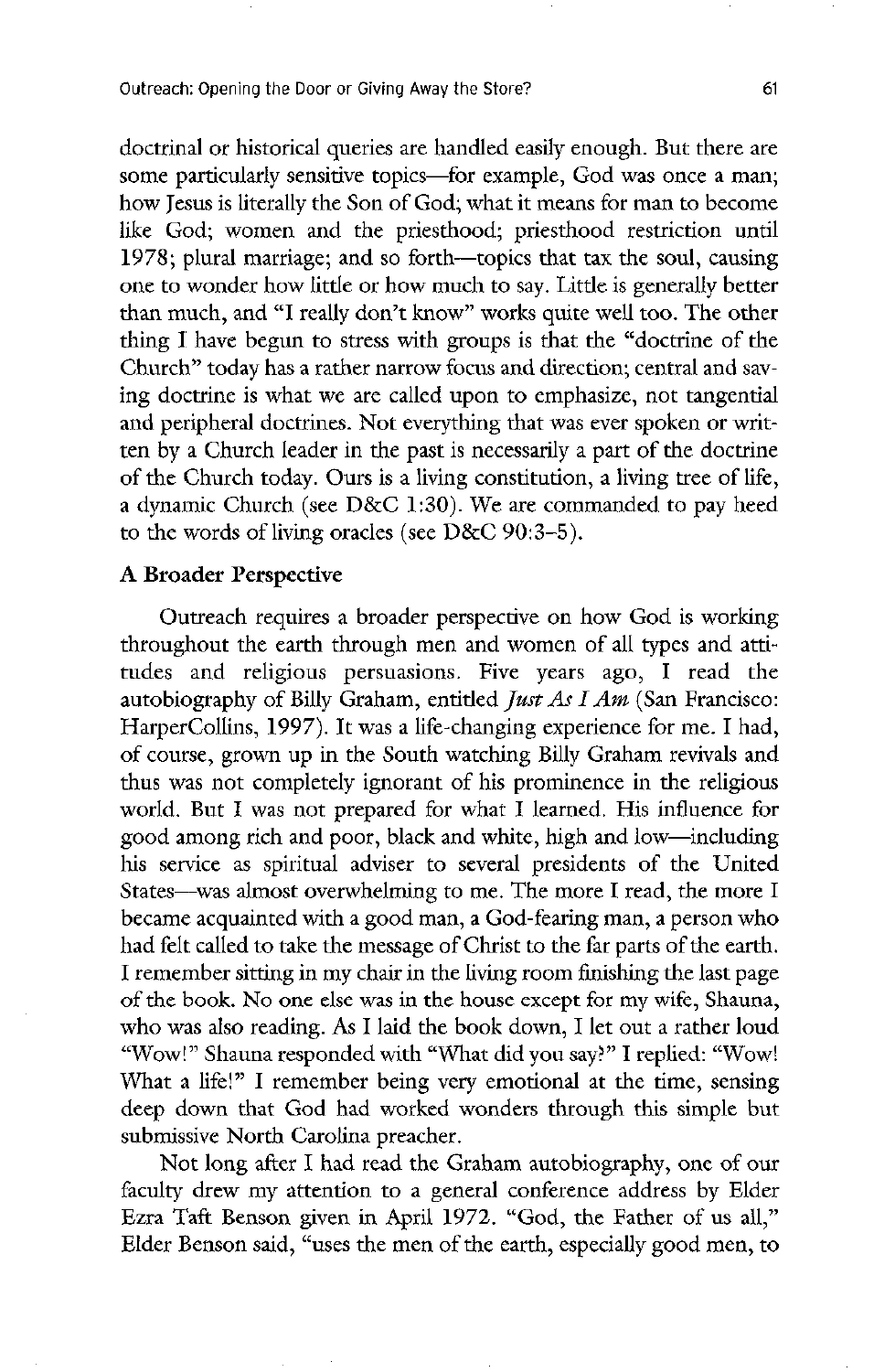doctrinal or historical queries are handled easily enough. But there are some particularly sensitive topics—for example, God was once a man; how Jesus is literally the Son of God; what it means for man to become like God; women and the priesthood; priesthood restriction until 1978; plural marriage; and so forth—topics that tax the soul, causing one to wonder how little or how much to say. Little is generally better than much, and "I really don't know" works quite well too. The other thing I have begun to stress with groups is that the "doctrine of the Church" today has a rather narrow focus and direction; central and saving doctrine is what we are called upon to emphasize, not tangential and peripheral doctrines. Not everything that was ever spoken or written by a Church leader in the past is necessarily a part of the doctrine of the Church today. Ours is a living constitution, a living tree of life, a dynamic Church (see D&C 1:30). We are commanded to pay heed to the words of living oracles (see D&C 90:3–5).

### A Broader Perspective

Outreach requires a broader perspective on how God is working throughout the earth through men and women of all types and attitudes and religious persuasions. Five years ago, I read the autobiography of Billy Graham, entitled *Just As I Am* (San Francisco: HarperCollins, 1997). It was a life-changing experience for me. I had, of course, grown up in the South watching Billy Graham revivals and thus was not completely ignorant of his prominence in the religious world. But I was not prepared for what I learned. His influence for good among rich and poor, black and white, high and low—including his service as spiritual adviser to several presidents of the United States—was almost overwhelming to me. The more I read, the more I became acquainted with a good man, a God-fearing man, a person who had felt called to take the message of Christ to the far parts of the earth. I remember sitting in my chair in the living room finishing the last page of the book. No one else was in the house except for my wife, Shauna, who was also reading. As I laid the book down, I let out a rather loud "Wow!" Shauna responded with "What did you say?" I replied: "Wow! What a life!" I remember being very emotional at the time, sensing deep down that God had worked wonders through this simple but submissive North Carolina preacher.

Not long after I had read the Graham autobiography, one of our faculty drew my attention to a general conference address by Elder Ezra Taft Benson given in April 1972. "God, the Father of us all," Elder Benson said, "uses the men of the earth, especially good men, to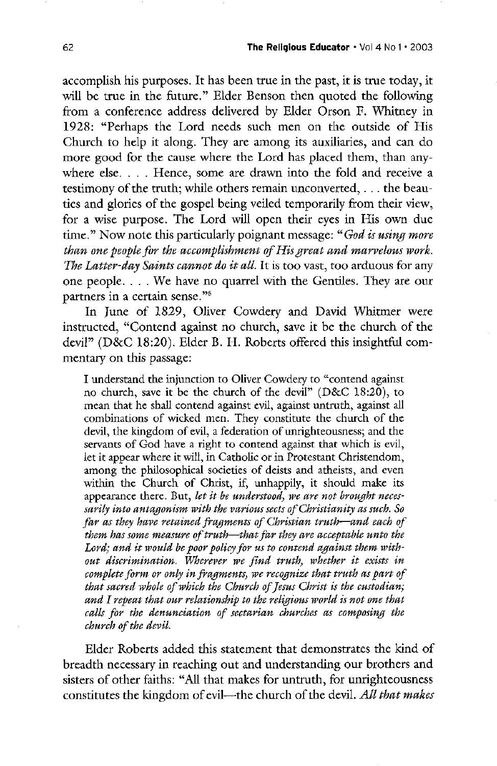accomplish his purposes. It has been true in the past, it is true today, it will be true in the future." Elder Benson then quoted the following from a conference address delivered by Elder Orson F. Whitney in 1928: "Perhaps the Lord needs such men on the outside of His Church to help it along. They are among its auxiliaries, and can do more good for the cause where the Lord has placed them, than anywhere else. . . . Hence, some are drawn into the fold and receive a testimony of the truth; while others remain unconverted, . . . the beauties and glories of the gospel being veiled temporarily from their view, for a wise purpose. The Lord will open their eyes in His own due time." Now note this particularly poignant message: "*God is using more than one people for the accomplishment of His great and marvelous work. The Latter-day Saints cannot do it all.* It is too vast, too arduous for any one people. . . . We have no quarrel with the Gentiles. They are our partners in a certain sense."[5]

In June of 1829, Oliver Cowdery and David Whitmer were instructed, "Contend against no church, save it be the church of the devil" (D&C 18:20). Elder B. H. Roberts offered this insightful commentary on this passage:

> I understand the injunction to Oliver Cowdery to "contend against no church, save it be the church of the devil" (D&C 18:20), to mean that he shall contend against evil, against untruth, against all combinations of wicked men. They constitute the church of the devil, the kingdom of evil, a federation of unrighteousness; and the servants of God have a right to contend against that which is evil, let it appear where it will, in Catholic or in Protestant Christendom, among the philosophical societies of deists and atheists, and even within the Church of Christ, if, unhappily, it should make its appearance there. But, *let it be understood, we are not brought necessarily into antagonism with the various sects of Christianity as such. So far as they have retained fragments of Christian truth—and each of them has some measure of truth—that far they are acceptable unto the Lord; and it would be poor policy for us to contend against them without discrimination. Wherever we find truth, whether it exists in complete form or only in fragments, we recognize that truth as part of that sacred whole of which the Church of Jesus Christ is the custodian; and I repeat that our relationship to the religious world is not one that calls for the denunciation of sectarian churches as composing the church of the devil.*

Elder Roberts added this statement that demonstrates the kind of breadth necessary in reaching out and understanding our brothers and sisters of other faiths: "All that makes for untruth, for unrighteousness constitutes the kingdom of evil—the church of the devil. *All that makes*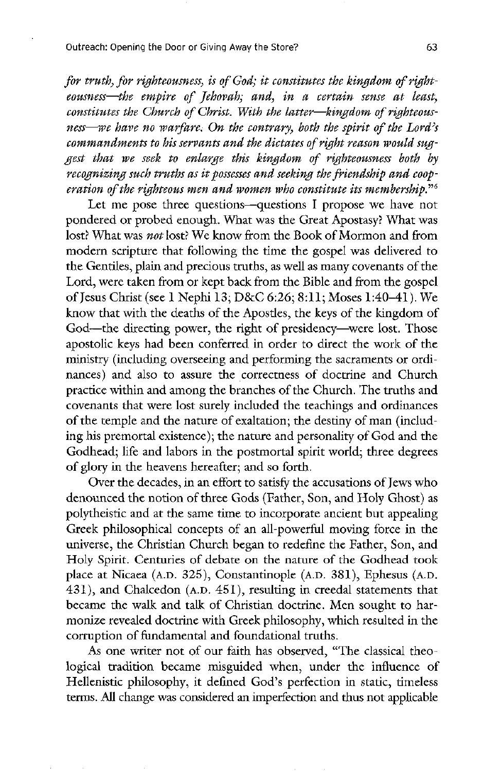*for truth, for righteousness, is of God; it constitutes the kingdom of righteousness—the empire of Jehovah; and, in a certain sense at least, constitutes the Church of Christ. With the latter—kingdom of righteousness—we have no warfare. On the contrary, both the spirit of the Lord's commandments to his servants and the dictates of right reason would suggest that we seek to enlarge this kingdom of righteousness both by recognizing such truths as it possesses and seeking the friendship and cooperation of the righteous men and women who constitute its membership.*"[6]

Let me pose three questions—questions I propose we have not pondered or probed enough. What was the Great Apostasy? What was lost? What was *not* lost? We know from the Book of Mormon and from modern scripture that following the time the gospel was delivered to the Gentiles, plain and precious truths, as well as many covenants of the Lord, were taken from or kept back from the Bible and from the gospel of Jesus Christ (see 1 Nephi 13; D&C 6:26; 8:11; Moses 1:40–41). We know that with the deaths of the Apostles, the keys of the kingdom of God—the directing power, the right of presidency—were lost. Those apostolic keys had been conferred in order to direct the work of the ministry (including overseeing and performing the sacraments or ordinances) and also to assure the correctness of doctrine and Church practice within and among the branches of the Church. The truths and covenants that were lost surely included the teachings and ordinances of the temple and the nature of exaltation; the destiny of man (including his premortal existence); the nature and personality of God and the Godhead; life and labors in the postmortal spirit world; three degrees of glory in the heavens hereafter; and so forth.

Over the decades, in an effort to satisfy the accusations of Jews who denounced the notion of three Gods (Father, Son, and Holy Ghost) as polytheistic and at the same time to incorporate ancient but appealing Greek philosophical concepts of an all-powerful moving force in the universe, the Christian Church began to redefine the Father, Son, and Holy Spirit. Centuries of debate on the nature of the Godhead took place at Nicaea (A.D. 325), Constantinople (A.D. 381), Ephesus (A.D. 431), and Chalcedon (A.D. 451), resulting in creedal statements that became the walk and talk of Christian doctrine. Men sought to harmonize revealed doctrine with Greek philosophy, which resulted in the corruption of fundamental and foundational truths.

As one writer not of our faith has observed, "The classical theological tradition became misguided when, under the influence of Hellenistic philosophy, it defined God's perfection in static, timeless terms. All change was considered an imperfection and thus not applicable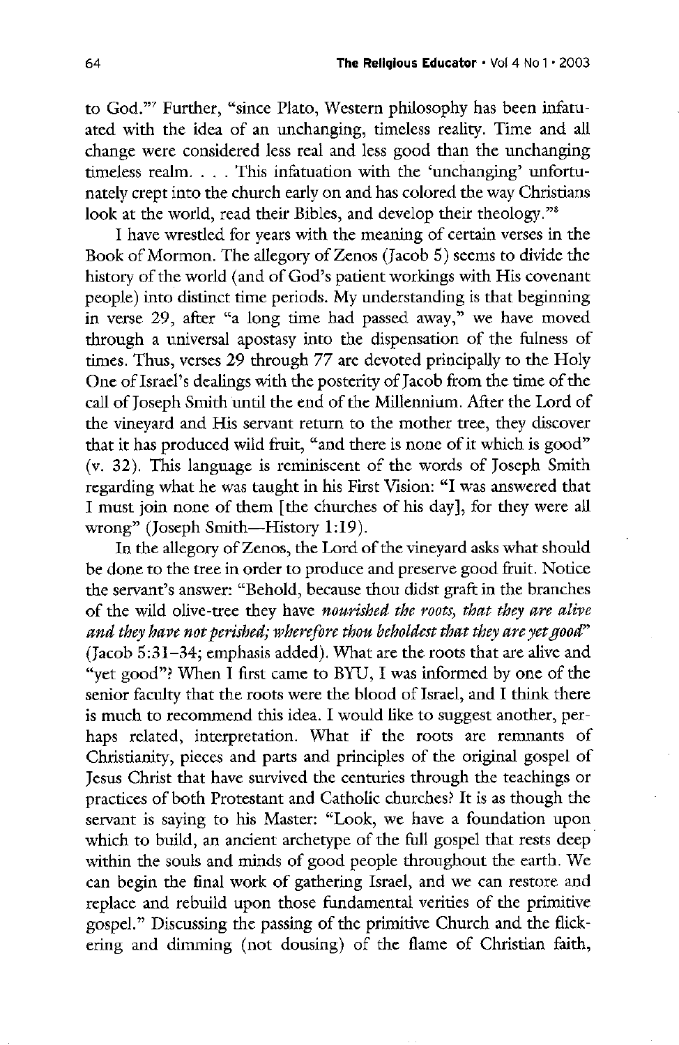to God."[7] Further, "since Plato, Western philosophy has been infatuated with the idea of an unchanging, timeless reality. Time and all change were considered less real and less good than the unchanging timeless realm. . . . This infatuation with the 'unchanging' unfortunately crept into the church early on and has colored the way Christians look at the world, read their Bibles, and develop their theology."[8]

I have wrestled for years with the meaning of certain verses in the Book of Mormon. The allegory of Zenos (Jacob 5) seems to divide the history of the world (and of God's patient workings with His covenant people) into distinct time periods. My understanding is that beginning in verse 29, after "a long time had passed away," we have moved through a universal apostasy into the dispensation of the fulness of times. Thus, verses 29 through 77 are devoted principally to the Holy One of Israel's dealings with the posterity of Jacob from the time of the call of Joseph Smith until the end of the Millennium. After the Lord of the vineyard and His servant return to the mother tree, they discover that it has produced wild fruit, "and there is none of it which is good" (v. 32). This language is reminiscent of the words of Joseph Smith regarding what he was taught in his First Vision: "I was answered that I must join none of them [the churches of his day], for they were all wrong" (Joseph Smith—History 1:19).

In the allegory of Zenos, the Lord of the vineyard asks what should be done to the tree in order to produce and preserve good fruit. Notice the servant's answer: "Behold, because thou didst graft in the branches of the wild olive-tree they have *nourished the roots, that they are alive and they have not perished; wherefore thou beholdest that they are yet good*" (Jacob 5:31–34; emphasis added). What are the roots that are alive and "yet good"? When I first came to BYU, I was informed by one of the senior faculty that the roots were the blood of Israel, and I think there is much to recommend this idea. I would like to suggest another, perhaps related, interpretation. What if the roots are remnants of Christianity, pieces and parts and principles of the original gospel of Jesus Christ that have survived the centuries through the teachings or practices of both Protestant and Catholic churches? It is as though the servant is saying to his Master: "Look, we have a foundation upon which to build, an ancient archetype of the full gospel that rests deep within the souls and minds of good people throughout the earth. We can begin the final work of gathering Israel, and we can restore and replace and rebuild upon those fundamental verities of the primitive gospel." Discussing the passing of the primitive Church and the flickering and dimming (not dousing) of the flame of Christian faith,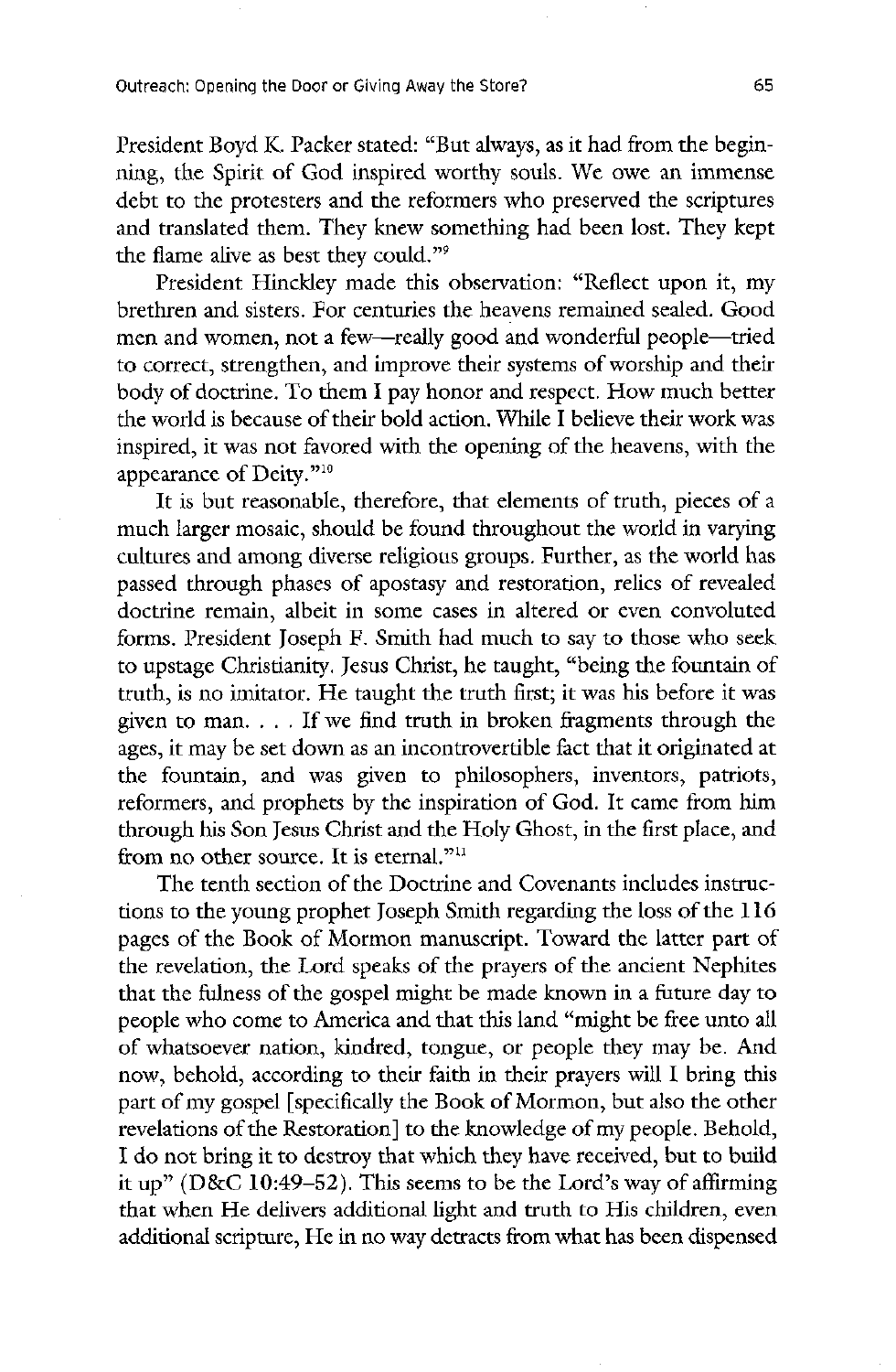President Boyd K. Packer stated: "But always, as it had from the beginning, the Spirit of God inspired worthy souls. We owe an immense debt to the protesters and the reformers who preserved the scriptures and translated them. They knew something had been lost. They kept the flame alive as best they could."[9]

President Hinckley made this observation: "Reflect upon it, my brethren and sisters. For centuries the heavens remained sealed. Good men and women, not a few—really good and wonderful people—tried to correct, strengthen, and improve their systems of worship and their body of doctrine. To them I pay honor and respect. How much better the world is because of their bold action. While I believe their work was inspired, it was not favored with the opening of the heavens, with the appearance of Deity."[10]

It is but reasonable, therefore, that elements of truth, pieces of a much larger mosaic, should be found throughout the world in varying cultures and among diverse religious groups. Further, as the world has passed through phases of apostasy and restoration, relics of revealed doctrine remain, albeit in some cases in altered or even convoluted forms. President Joseph F. Smith had much to say to those who seek to upstage Christianity. Jesus Christ, he taught, "being the fountain of truth, is no imitator. He taught the truth first; it was his before it was given to man. . . . If we find truth in broken fragments through the ages, it may be set down as an incontrovertible fact that it originated at the fountain, and was given to philosophers, inventors, patriots, reformers, and prophets by the inspiration of God. It came from him through his Son Jesus Christ and the Holy Ghost, in the first place, and from no other source. It is eternal."[11]

The tenth section of the Doctrine and Covenants includes instructions to the young prophet Joseph Smith regarding the loss of the 116 pages of the Book of Mormon manuscript. Toward the latter part of the revelation, the Lord speaks of the prayers of the ancient Nephites that the fulness of the gospel might be made known in a future day to people who come to America and that this land "might be free unto all of whatsoever nation, kindred, tongue, or people they may be. And now, behold, according to their faith in their prayers will I bring this part of my gospel [specifically the Book of Mormon, but also the other revelations of the Restoration] to the knowledge of my people. Behold, I do not bring it to destroy that which they have received, but to build it up" (D&C 10:49–52). This seems to be the Lord's way of affirming that when He delivers additional light and truth to His children, even additional scripture, He in no way detracts from what has been dispensed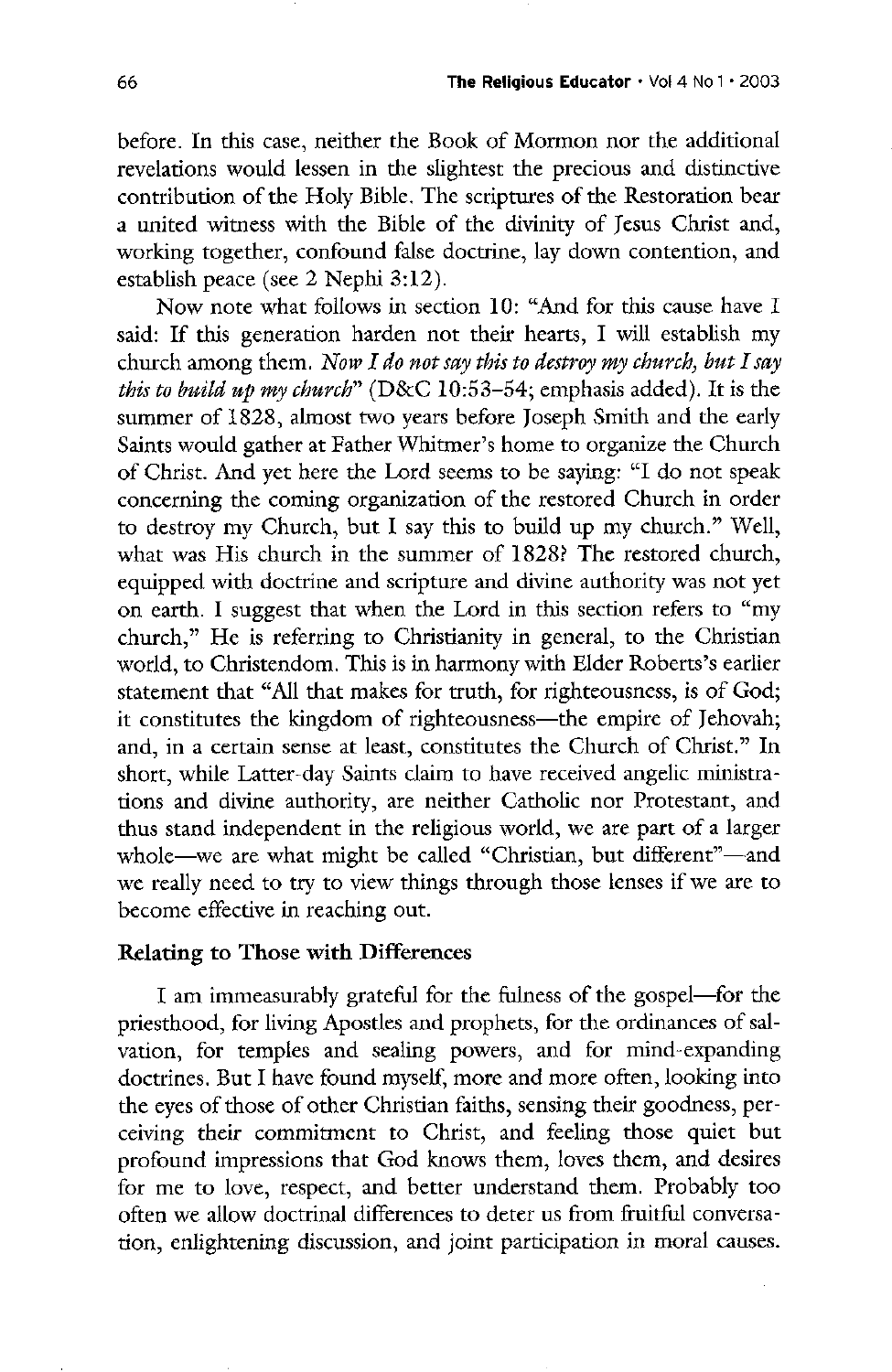before. In this case, neither the Book of Mormon nor the additional revelations would lessen in the slightest the precious and distinctive contribution of the Holy Bible. The scriptures of the Restoration bear a united witness with the Bible of the divinity of Jesus Christ and, working together, confound false doctrine, lay down contention, and establish peace (see 2 Nephi 3:12).

Now note what follows in section 10: "And for this cause have I said: If this generation harden not their hearts, I will establish my church among them. *Now I do not say this to destroy my church, but I say this to build up my church*" (D&C 10:53–54; emphasis added). It is the summer of 1828, almost two years before Joseph Smith and the early Saints would gather at Father Whitmer's home to organize the Church of Christ. And yet here the Lord seems to be saying: "I do not speak concerning the coming organization of the restored Church in order to destroy my Church, but I say this to build up my church." Well, what was His church in the summer of 1828? The restored church, equipped with doctrine and scripture and divine authority was not yet on earth. I suggest that when the Lord in this section refers to "my church," He is referring to Christianity in general, to the Christian world, to Christendom. This is in harmony with Elder Roberts's earlier statement that "All that makes for truth, for righteousness, is of God; it constitutes the kingdom of righteousness—the empire of Jehovah; and, in a certain sense at least, constitutes the Church of Christ." In short, while Latter-day Saints claim to have received angelic ministrations and divine authority, are neither Catholic nor Protestant, and thus stand independent in the religious world, we are part of a larger whole—we are what might be called "Christian, but different"—and we really need to try to view things through those lenses if we are to become effective in reaching out.

## Relating to Those with Differences

I am immeasurably grateful for the fulness of the gospel—for the priesthood, for living Apostles and prophets, for the ordinances of salvation, for temples and sealing powers, and for mind-expanding doctrines. But I have found myself, more and more often, looking into the eyes of those of other Christian faiths, sensing their goodness, perceiving their commitment to Christ, and feeling those quiet but profound impressions that God knows them, loves them, and desires for me to love, respect, and better understand them. Probably too often we allow doctrinal differences to deter us from fruitful conversation, enlightening discussion, and joint participation in moral causes.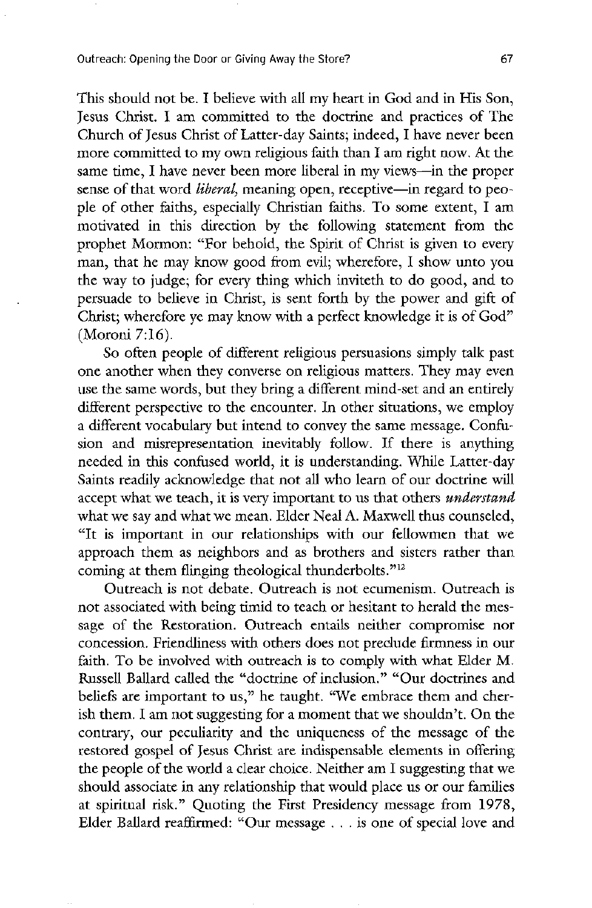This should not be. I believe with all my heart in God and in His Son, Jesus Christ. I am committed to the doctrine and practices of The Church of Jesus Christ of Latter-day Saints; indeed, I have never been more committed to my own religious faith than I am right now. At the same time, I have never been more liberal in my views—in the proper sense of that word *liberal*, meaning open, receptive—in regard to people of other faiths, especially Christian faiths. To some extent, I am motivated in this direction by the following statement from the prophet Mormon: "For behold, the Spirit of Christ is given to every man, that he may know good from evil; wherefore, I show unto you the way to judge; for every thing which inviteth to do good, and to persuade to believe in Christ, is sent forth by the power and gift of Christ; wherefore ye may know with a perfect knowledge it is of God" (Moroni 7:16).

So often people of different religious persuasions simply talk past one another when they converse on religious matters. They may even use the same words, but they bring a different mind-set and an entirely different perspective to the encounter. In other situations, we employ a different vocabulary but intend to convey the same message. Confusion and misrepresentation inevitably follow. If there is anything needed in this confused world, it is understanding. While Latter-day Saints readily acknowledge that not all who learn of our doctrine will accept what we teach, it is very important to us that others ***understand*** what we say and what we mean. Elder Neal A. Maxwell thus counseled, "It is important in our relationships with our fellowmen that we approach them as neighbors and as brothers and sisters rather than coming at them flinging theological thunderbolts."[12]

Outreach is not debate. Outreach is not ecumenism. Outreach is not associated with being timid to teach or hesitant to herald the message of the Restoration. Outreach entails neither compromise nor concession. Friendliness with others does not preclude firmness in our faith. To be involved with outreach is to comply with what Elder M. Russell Ballard called the "doctrine of inclusion." "Our doctrines and beliefs are important to us," he taught. "We embrace them and cherish them. I am not suggesting for a moment that we shouldn't. On the contrary, our peculiarity and the uniqueness of the message of the restored gospel of Jesus Christ are indispensable elements in offering the people of the world a clear choice. Neither am I suggesting that we should associate in any relationship that would place us or our families at spiritual risk." Quoting the First Presidency message from 1978, Elder Ballard reaffirmed: "Our message . . . is one of special love and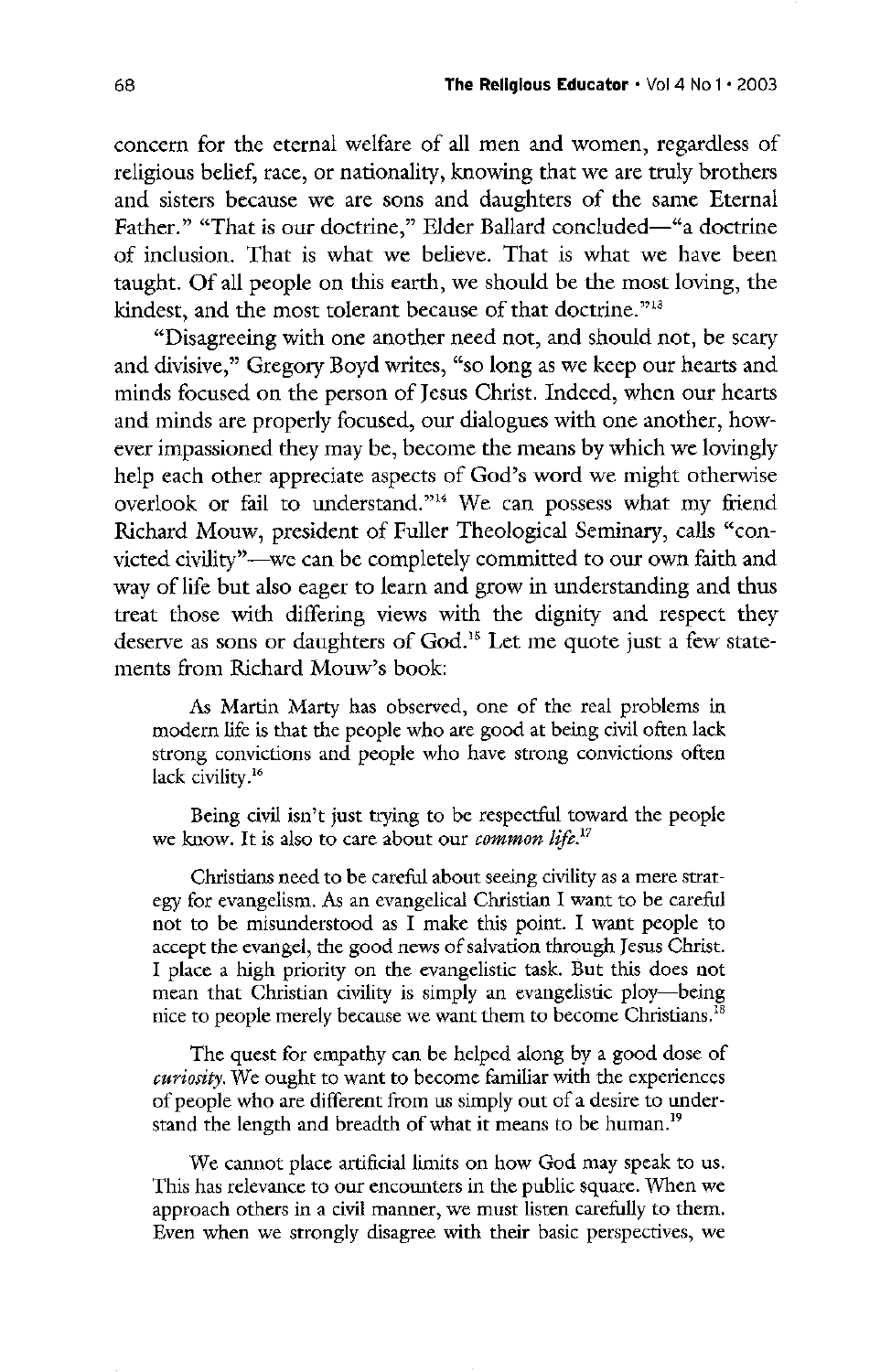concern for the eternal welfare of all men and women, regardless of religious belief, race, or nationality, knowing that we are truly brothers and sisters because we are sons and daughters of the same Eternal Father." "That is our doctrine," Elder Ballard concluded—"a doctrine of inclusion. That is what we believe. That is what we have been taught. Of all people on this earth, we should be the most loving, the kindest, and the most tolerant because of that doctrine."[13]

"Disagreeing with one another need not, and should not, be scary and divisive," Gregory Boyd writes, "so long as we keep our hearts and minds focused on the person of Jesus Christ. Indeed, when our hearts and minds are properly focused, our dialogues with one another, however impassioned they may be, become the means by which we lovingly help each other appreciate aspects of God's word we might otherwise overlook or fail to understand."[14] We can possess what my friend Richard Mouw, president of Fuller Theological Seminary, calls "convicted civility"—we can be completely committed to our own faith and way of life but also eager to learn and grow in understanding and thus treat those with differing views with the dignity and respect they deserve as sons or daughters of God.[15] Let me quote just a few statements from Richard Mouw's book:

> As Martin Marty has observed, one of the real problems in modern life is that the people who are good at being civil often lack strong convictions and people who have strong convictions often lack civility.[16]
>
> Being civil isn't just trying to be respectful toward the people we know. It is also to care about our *common life*.[17]
>
> Christians need to be careful about seeing civility as a mere strategy for evangelism. As an evangelical Christian I want to be careful not to be misunderstood as I make this point. I want people to accept the evangel, the good news of salvation through Jesus Christ. I place a high priority on the evangelistic task. But this does not mean that Christian civility is simply an evangelistic ploy—being nice to people merely because we want them to become Christians.[18]
>
> The quest for empathy can be helped along by a good dose of *curiosity*. We ought to want to become familiar with the experiences of people who are different from us simply out of a desire to understand the length and breadth of what it means to be human.[19]
>
> We cannot place artificial limits on how God may speak to us. This has relevance to our encounters in the public square. When we approach others in a civil manner, we must listen carefully to them. Even when we strongly disagree with their basic perspectives, we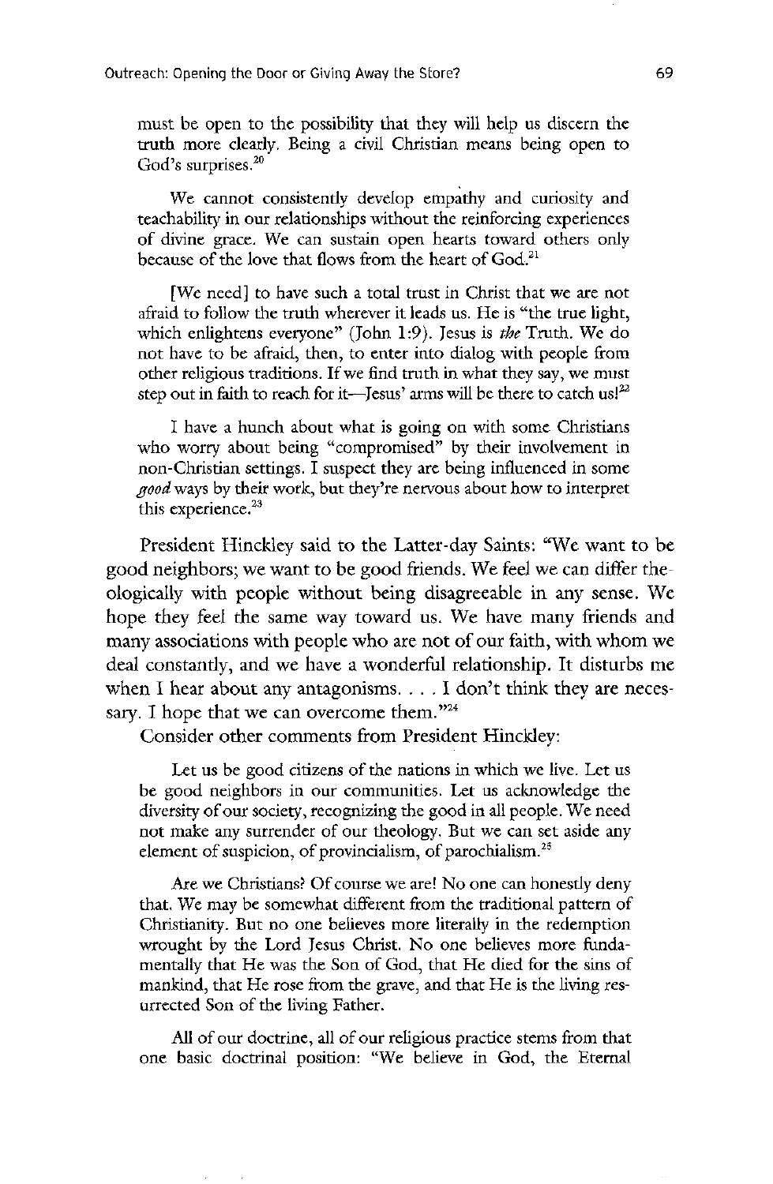must be open to the possibility that they will help us discern the truth more clearly. Being a civil Christian means being open to God's surprises.[20]

> We cannot consistently develop empathy and curiosity and teachability in our relationships without the reinforcing experiences of divine grace. We can sustain open hearts toward others only because of the love that flows from the heart of God.[21]

> [We need] to have such a total trust in Christ that we are not afraid to follow the truth wherever it leads us. He is "the true light, which enlightens everyone" (John 1:9). Jesus is *the* Truth. We do not have to be afraid, then, to enter into dialog with people from other religious traditions. If we find truth in what they say, we must step out in faith to reach for it—Jesus' arms will be there to catch us![22]

> I have a hunch about what is going on with some Christians who worry about being "compromised" by their involvement in non-Christian settings. I suspect they are being influenced in some *good* ways by their work, but they're nervous about how to interpret this experience.[23]

President Hinckley said to the Latter-day Saints: "We want to be good neighbors; we want to be good friends. We feel we can differ theologically with people without being disagreeable in any sense. We hope they feel the same way toward us. We have many friends and many associations with people who are not of our faith, with whom we deal constantly, and we have a wonderful relationship. It disturbs me when I hear about any antagonisms. . . . I don't think they are necessary. I hope that we can overcome them."[24]

Consider other comments from President Hinckley:

> Let us be good citizens of the nations in which we live. Let us be good neighbors in our communities. Let us acknowledge the diversity of our society, recognizing the good in all people. We need not make any surrender of our theology. But we can set aside any element of suspicion, of provincialism, of parochialism.[25]

> Are we Christians? Of course we are! No one can honestly deny that. We may be somewhat different from the traditional pattern of Christianity. But no one believes more literally in the redemption wrought by the Lord Jesus Christ. No one believes more fundamentally that He was the Son of God, that He died for the sins of mankind, that He rose from the grave, and that He is the living resurrected Son of the living Father.

> All of our doctrine, all of our religious practice stems from that one basic doctrinal position: "We believe in God, the Eternal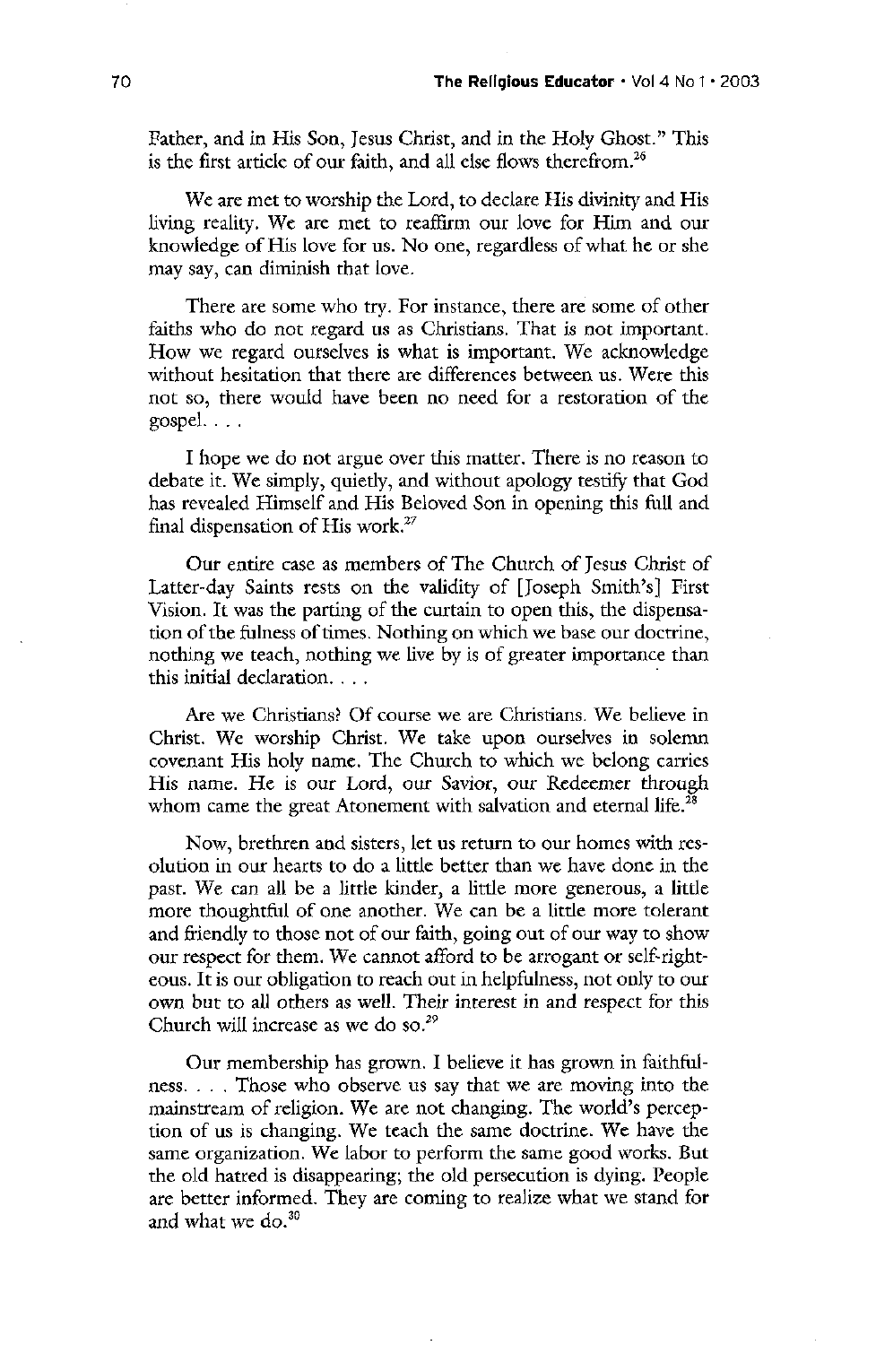Father, and in His Son, Jesus Christ, and in the Holy Ghost." This is the first article of our faith, and all else flows therefrom.[26]

We are met to worship the Lord, to declare His divinity and His living reality. We are met to reaffirm our love for Him and our knowledge of His love for us. No one, regardless of what he or she may say, can diminish that love.

There are some who try. For instance, there are some of other faiths who do not regard us as Christians. That is not important. How we regard ourselves is what is important. We acknowledge without hesitation that there are differences between us. Were this not so, there would have been no need for a restoration of the gospel. . . .

I hope we do not argue over this matter. There is no reason to debate it. We simply, quietly, and without apology testify that God has revealed Himself and His Beloved Son in opening this full and final dispensation of His work.[27]

Our entire case as members of The Church of Jesus Christ of Latter-day Saints rests on the validity of [Joseph Smith's] First Vision. It was the parting of the curtain to open this, the dispensation of the fulness of times. Nothing on which we base our doctrine, nothing we teach, nothing we live by is of greater importance than this initial declaration. . . .

Are we Christians? Of course we are Christians. We believe in Christ. We worship Christ. We take upon ourselves in solemn covenant His holy name. The Church to which we belong carries His name. He is our Lord, our Savior, our Redeemer through whom came the great Atonement with salvation and eternal life.[28]

Now, brethren and sisters, let us return to our homes with resolution in our hearts to do a little better than we have done in the past. We can all be a little kinder, a little more generous, a little more thoughtful of one another. We can be a little more tolerant and friendly to those not of our faith, going out of our way to show our respect for them. We cannot afford to be arrogant or self-righteous. It is our obligation to reach out in helpfulness, not only to our own but to all others as well. Their interest in and respect for this Church will increase as we do so.[29]

Our membership has grown. I believe it has grown in faithfulness. . . . Those who observe us say that we are moving into the mainstream of religion. We are not changing. The world's perception of us is changing. We teach the same doctrine. We have the same organization. We labor to perform the same good works. But the old hatred is disappearing; the old persecution is dying. People are better informed. They are coming to realize what we stand for and what we do.[30]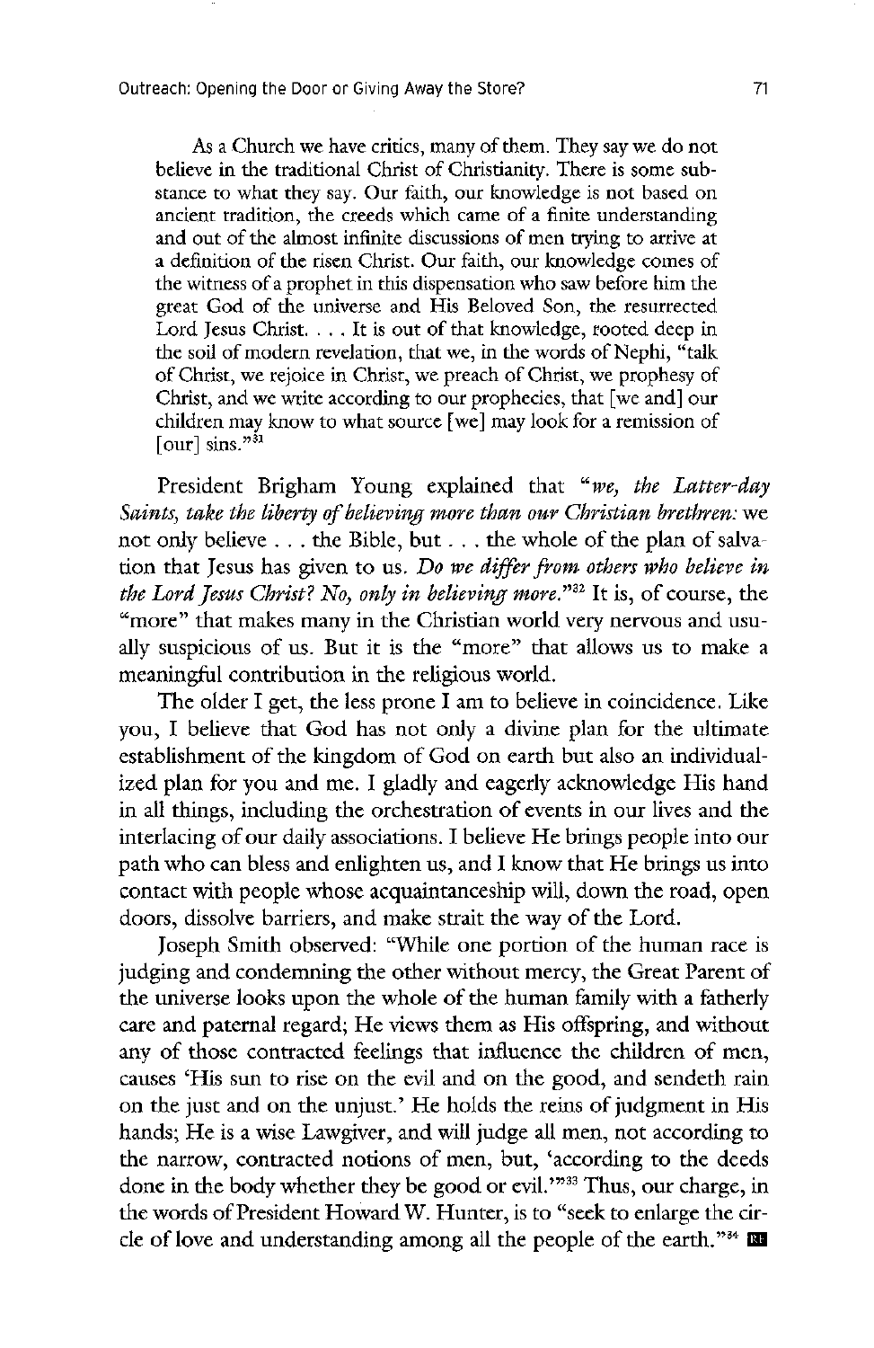> As a Church we have critics, many of them. They say we do not believe in the traditional Christ of Christianity. There is some substance to what they say. Our faith, our knowledge is not based on ancient tradition, the creeds which came of a finite understanding and out of the almost infinite discussions of men trying to arrive at a definition of the risen Christ. Our faith, our knowledge comes of the witness of a prophet in this dispensation who saw before him the great God of the universe and His Beloved Son, the resurrected Lord Jesus Christ. . . . It is out of that knowledge, rooted deep in the soil of modern revelation, that we, in the words of Nephi, "talk of Christ, we rejoice in Christ, we preach of Christ, we prophesy of Christ, and we write according to our prophecies, that [we and] our children may know to what source [we] may look for a remission of [our] sins."[31]

President Brigham Young explained that "*we, the Latter-day Saints, take the liberty of believing more than our Christian brethren:* we not only believe . . . the Bible, but . . . the whole of the plan of salvation that Jesus has given to us. *Do we differ from others who believe in the Lord Jesus Christ? No, only in believing more.*"[32] It is, of course, the "more" that makes many in the Christian world very nervous and usually suspicious of us. But it is the "more" that allows us to make a meaningful contribution in the religious world.

The older I get, the less prone I am to believe in coincidence. Like you, I believe that God has not only a divine plan for the ultimate establishment of the kingdom of God on earth but also an individualized plan for you and me. I gladly and eagerly acknowledge His hand in all things, including the orchestration of events in our lives and the interlacing of our daily associations. I believe He brings people into our path who can bless and enlighten us, and I know that He brings us into contact with people whose acquaintanceship will, down the road, open doors, dissolve barriers, and make strait the way of the Lord.

Joseph Smith observed: "While one portion of the human race is judging and condemning the other without mercy, the Great Parent of the universe looks upon the whole of the human family with a fatherly care and paternal regard; He views them as His offspring, and without any of those contracted feelings that influence the children of men, causes 'His sun to rise on the evil and on the good, and sendeth rain on the just and on the unjust.' He holds the reins of judgment in His hands; He is a wise Lawgiver, and will judge all men, not according to the narrow, contracted notions of men, but, 'according to the deeds done in the body whether they be good or evil.'"[33] Thus, our charge, in the words of President Howard W. Hunter, is to "seek to enlarge the circle of love and understanding among all the people of the earth."[34]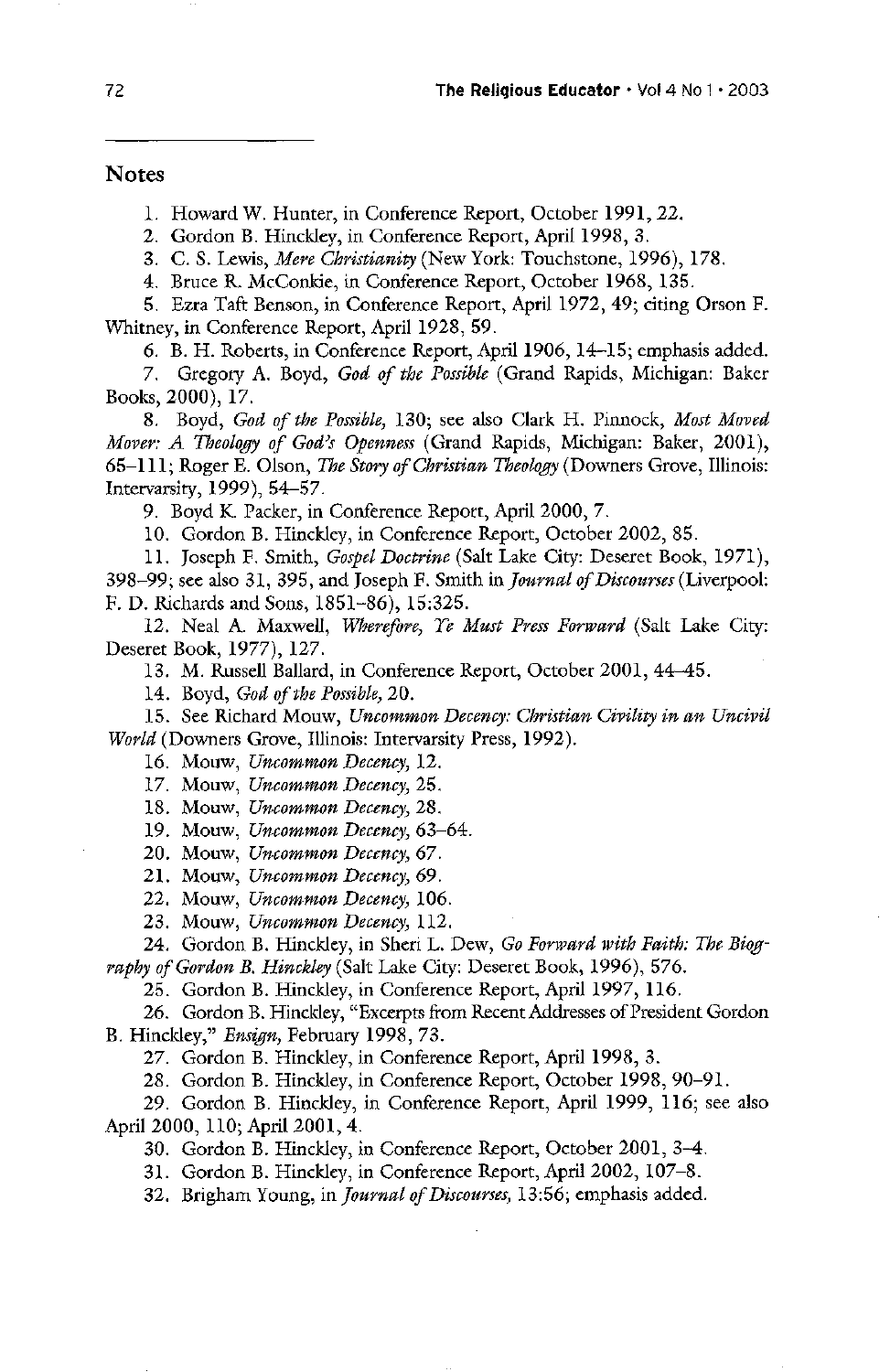## Notes

1. Howard W. Hunter, in Conference Report, October 1991, 22.
2. Gordon B. Hinckley, in Conference Report, April 1998, 3.
3. C. S. Lewis, *Mere Christianity* (New York: Touchstone, 1996), 178.
4. Bruce R. McConkie, in Conference Report, October 1968, 135.
5. Ezra Taft Benson, in Conference Report, April 1972, 49; citing Orson F. Whitney, in Conference Report, April 1928, 59.
6. B. H. Roberts, in Conference Report, April 1906, 14–15; emphasis added.
7. Gregory A. Boyd, *God of the Possible* (Grand Rapids, Michigan: Baker Books, 2000), 17.
8. Boyd, *God of the Possible*, 130; see also Clark H. Pinnock, *Most Moved Mover: A Theology of God's Openness* (Grand Rapids, Michigan: Baker, 2001), 65–111; Roger E. Olson, *The Story of Christian Theology* (Downers Grove, Illinois: Intervarsity, 1999), 54–57.
9. Boyd K. Packer, in Conference Report, April 2000, 7.
10. Gordon B. Hinckley, in Conference Report, October 2002, 85.
11. Joseph F. Smith, *Gospel Doctrine* (Salt Lake City: Deseret Book, 1971), 398–99; see also 31, 395, and Joseph F. Smith in *Journal of Discourses* (Liverpool: F. D. Richards and Sons, 1851–86), 15:325.
12. Neal A. Maxwell, *Wherefore, Ye Must Press Forward* (Salt Lake City: Deseret Book, 1977), 127.
13. M. Russell Ballard, in Conference Report, October 2001, 44–45.
14. Boyd, *God of the Possible*, 20.
15. See Richard Mouw, *Uncommon Decency: Christian Civility in an Uncivil World* (Downers Grove, Illinois: Intervarsity Press, 1992).
16. Mouw, *Uncommon Decency*, 12.
17. Mouw, *Uncommon Decency*, 25.
18. Mouw, *Uncommon Decency*, 28.
19. Mouw, *Uncommon Decency*, 63–64.
20. Mouw, *Uncommon Decency*, 67.
21. Mouw, *Uncommon Decency*, 69.
22. Mouw, *Uncommon Decency*, 106.
23. Mouw, *Uncommon Decency*, 112.
24. Gordon B. Hinckley, in Sheri L. Dew, *Go Forward with Faith: The Biography of Gordon B. Hinckley* (Salt Lake City: Deseret Book, 1996), 576.
25. Gordon B. Hinckley, in Conference Report, April 1997, 116.
26. Gordon B. Hinckley, "Excerpts from Recent Addresses of President Gordon B. Hinckley," *Ensign*, February 1998, 73.
27. Gordon B. Hinckley, in Conference Report, April 1998, 3.
28. Gordon B. Hinckley, in Conference Report, October 1998, 90–91.
29. Gordon B. Hinckley, in Conference Report, April 1999, 116; see also April 2000, 110; April 2001, 4.
30. Gordon B. Hinckley, in Conference Report, October 2001, 3–4.
31. Gordon B. Hinckley, in Conference Report, April 2002, 107–8.
32. Brigham Young, in *Journal of Discourses*, 13:56; emphasis added.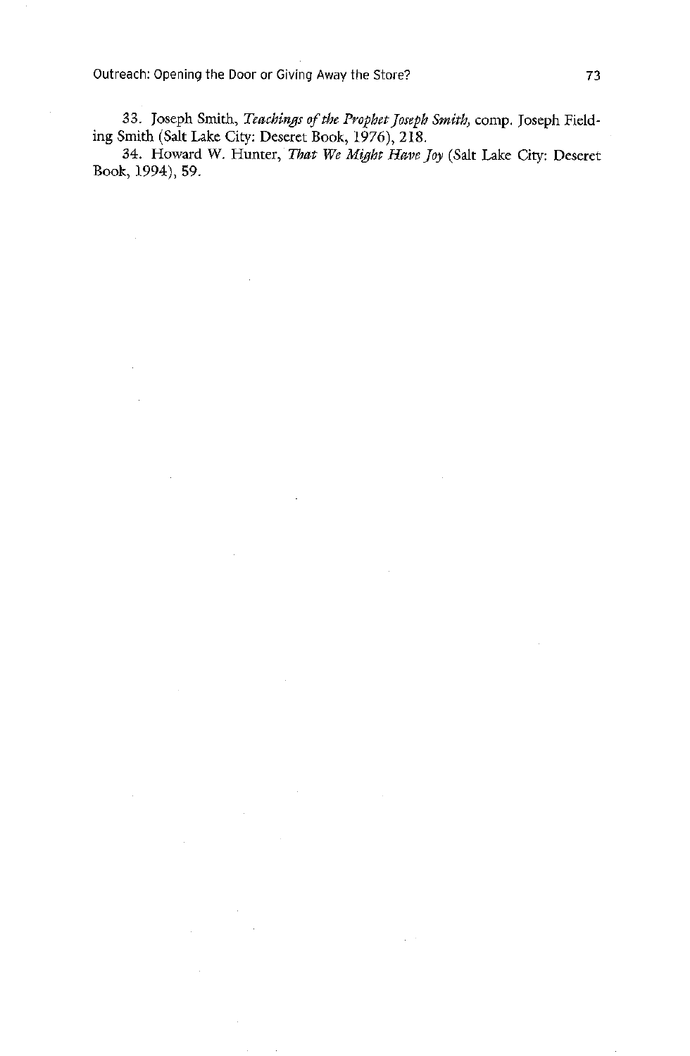33. Joseph Smith, *Teachings of the Prophet Joseph Smith,* comp. Joseph Fielding Smith (Salt Lake City: Deseret Book, 1976), 218.

34. Howard W. Hunter, *That We Might Have Joy* (Salt Lake City: Deseret Book, 1994), 59.